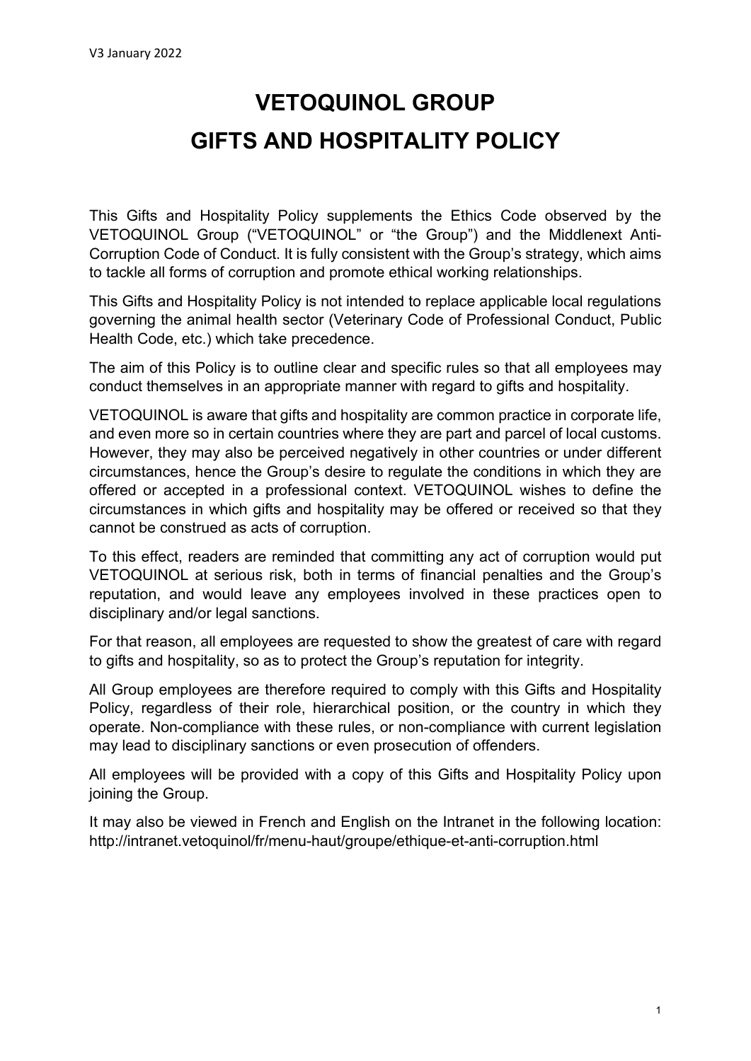V3 January 2022

# VETOQUINOL GROUP
# GIFTS AND HOSPITALITY POLICY

This Gifts and Hospitality Policy supplements the Ethics Code observed by the VETOQUINOL Group ("VETOQUINOL" or "the Group") and the Middlenext Anti-Corruption Code of Conduct. It is fully consistent with the Group's strategy, which aims to tackle all forms of corruption and promote ethical working relationships.

This Gifts and Hospitality Policy is not intended to replace applicable local regulations governing the animal health sector (Veterinary Code of Professional Conduct, Public Health Code, etc.) which take precedence.

The aim of this Policy is to outline clear and specific rules so that all employees may conduct themselves in an appropriate manner with regard to gifts and hospitality.

VETOQUINOL is aware that gifts and hospitality are common practice in corporate life, and even more so in certain countries where they are part and parcel of local customs. However, they may also be perceived negatively in other countries or under different circumstances, hence the Group's desire to regulate the conditions in which they are offered or accepted in a professional context. VETOQUINOL wishes to define the circumstances in which gifts and hospitality may be offered or received so that they cannot be construed as acts of corruption.

To this effect, readers are reminded that committing any act of corruption would put VETOQUINOL at serious risk, both in terms of financial penalties and the Group's reputation, and would leave any employees involved in these practices open to disciplinary and/or legal sanctions.

For that reason, all employees are requested to show the greatest of care with regard to gifts and hospitality, so as to protect the Group's reputation for integrity.

All Group employees are therefore required to comply with this Gifts and Hospitality Policy, regardless of their role, hierarchical position, or the country in which they operate. Non-compliance with these rules, or non-compliance with current legislation may lead to disciplinary sanctions or even prosecution of offenders.

All employees will be provided with a copy of this Gifts and Hospitality Policy upon joining the Group.

It may also be viewed in French and English on the Intranet in the following location: http://intranet.vetoquinol/fr/menu-haut/groupe/ethique-et-anti-corruption.html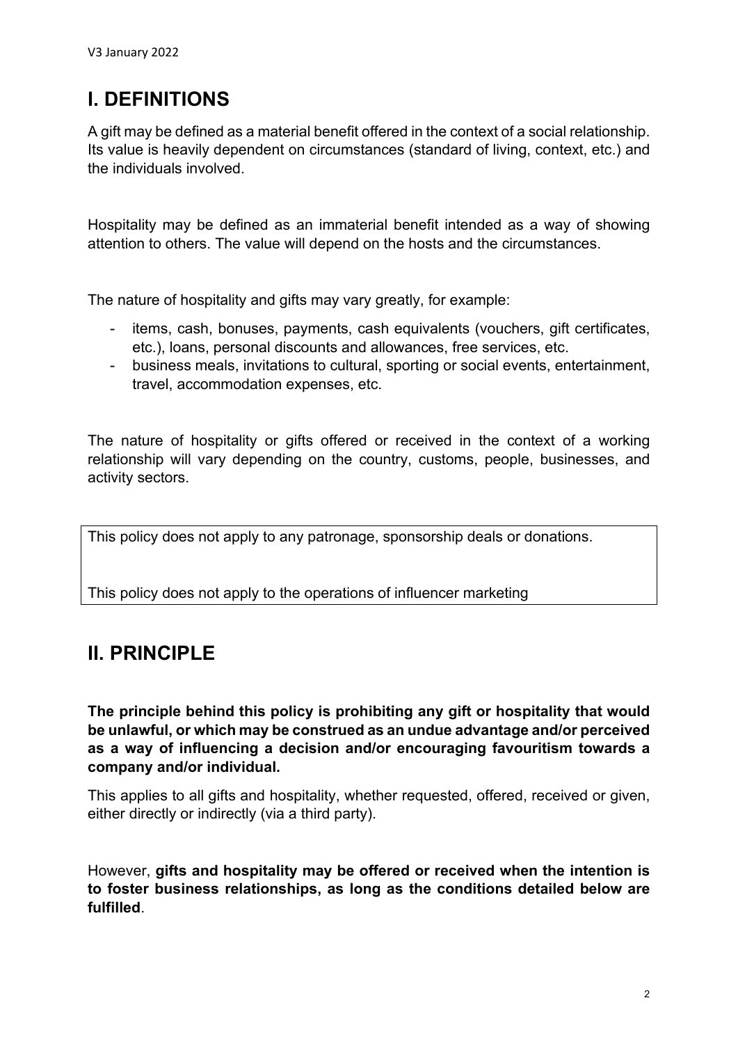## I. DEFINITIONS

A gift may be defined as a material benefit offered in the context of a social relationship. Its value is heavily dependent on circumstances (standard of living, context, etc.) and the individuals involved.

Hospitality may be defined as an immaterial benefit intended as a way of showing attention to others. The value will depend on the hosts and the circumstances.

The nature of hospitality and gifts may vary greatly, for example:

- items, cash, bonuses, payments, cash equivalents (vouchers, gift certificates, etc.), loans, personal discounts and allowances, free services, etc.
- business meals, invitations to cultural, sporting or social events, entertainment, travel, accommodation expenses, etc.

The nature of hospitality or gifts offered or received in the context of a working relationship will vary depending on the country, customs, people, businesses, and activity sectors.

This policy does not apply to any patronage, sponsorship deals or donations.

This policy does not apply to the operations of influencer marketing

## II. PRINCIPLE

**The principle behind this policy is prohibiting any gift or hospitality that would be unlawful, or which may be construed as an undue advantage and/or perceived as a way of influencing a decision and/or encouraging favouritism towards a company and/or individual.**

This applies to all gifts and hospitality, whether requested, offered, received or given, either directly or indirectly (via a third party).

However, **gifts and hospitality may be offered or received when the intention is to foster business relationships, as long as the conditions detailed below are fulfilled**.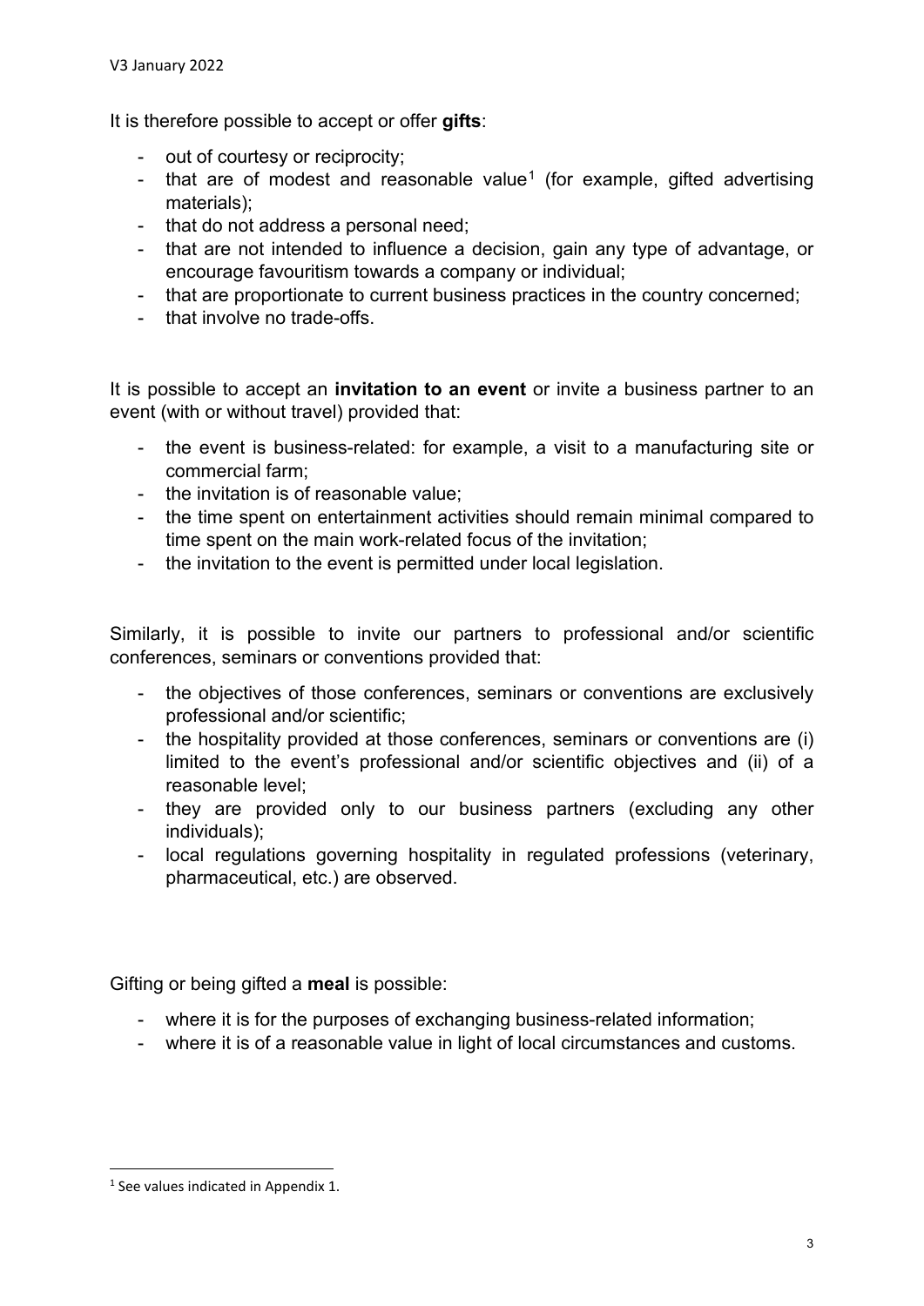It is therefore possible to accept or offer **gifts**:

- out of courtesy or reciprocity;
- that are of modest and reasonable value[1] (for example, gifted advertising materials);
- that do not address a personal need;
- that are not intended to influence a decision, gain any type of advantage, or encourage favouritism towards a company or individual;
- that are proportionate to current business practices in the country concerned;
- that involve no trade-offs.

It is possible to accept an **invitation to an event** or invite a business partner to an event (with or without travel) provided that:

- the event is business-related: for example, a visit to a manufacturing site or commercial farm;
- the invitation is of reasonable value;
- the time spent on entertainment activities should remain minimal compared to time spent on the main work-related focus of the invitation;
- the invitation to the event is permitted under local legislation.

Similarly, it is possible to invite our partners to professional and/or scientific conferences, seminars or conventions provided that:

- the objectives of those conferences, seminars or conventions are exclusively professional and/or scientific;
- the hospitality provided at those conferences, seminars or conventions are (i) limited to the event's professional and/or scientific objectives and (ii) of a reasonable level;
- they are provided only to our business partners (excluding any other individuals);
- local regulations governing hospitality in regulated professions (veterinary, pharmaceutical, etc.) are observed.

Gifting or being gifted a **meal** is possible:

- where it is for the purposes of exchanging business-related information;
- where it is of a reasonable value in light of local circumstances and customs.

[1] See values indicated in Appendix 1.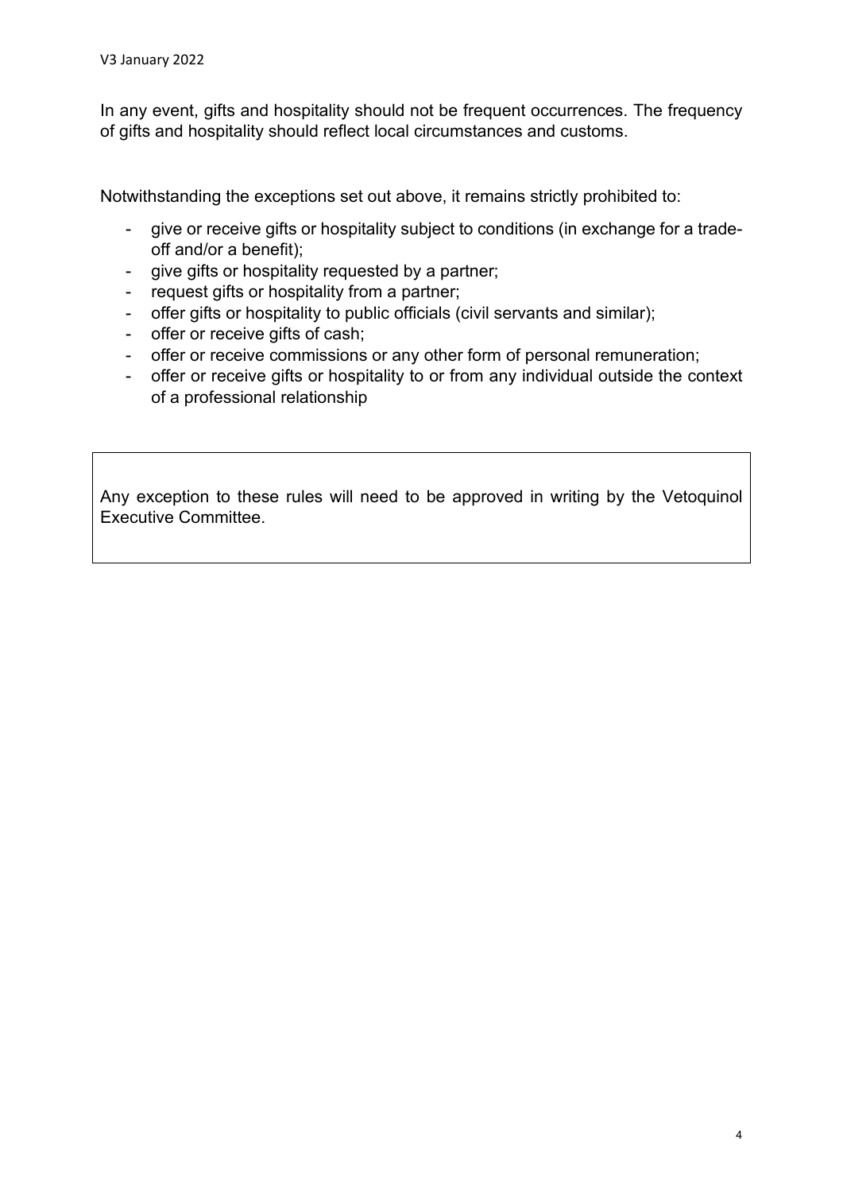In any event, gifts and hospitality should not be frequent occurrences. The frequency of gifts and hospitality should reflect local circumstances and customs.

Notwithstanding the exceptions set out above, it remains strictly prohibited to:

- give or receive gifts or hospitality subject to conditions (in exchange for a trade-off and/or a benefit);
- give gifts or hospitality requested by a partner;
- request gifts or hospitality from a partner;
- offer gifts or hospitality to public officials (civil servants and similar);
- offer or receive gifts of cash;
- offer or receive commissions or any other form of personal remuneration;
- offer or receive gifts or hospitality to or from any individual outside the context of a professional relationship

> Any exception to these rules will need to be approved in writing by the Vetoquinol Executive Committee.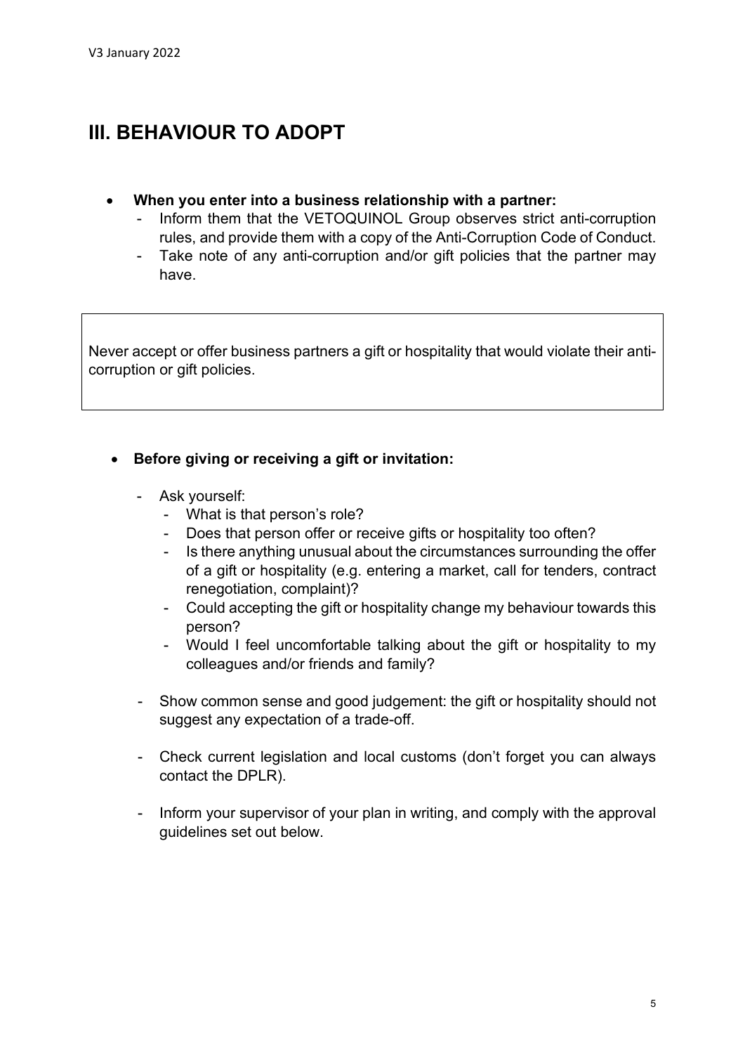# III. BEHAVIOUR TO ADOPT

- **When you enter into a business relationship with a partner:**
  - Inform them that the VETOQUINOL Group observes strict anti-corruption rules, and provide them with a copy of the Anti-Corruption Code of Conduct.
  - Take note of any anti-corruption and/or gift policies that the partner may have.

> Never accept or offer business partners a gift or hospitality that would violate their anti-corruption or gift policies.

- **Before giving or receiving a gift or invitation:**
  - Ask yourself:
    - What is that person's role?
    - Does that person offer or receive gifts or hospitality too often?
    - Is there anything unusual about the circumstances surrounding the offer of a gift or hospitality (e.g. entering a market, call for tenders, contract renegotiation, complaint)?
    - Could accepting the gift or hospitality change my behaviour towards this person?
    - Would I feel uncomfortable talking about the gift or hospitality to my colleagues and/or friends and family?
  - Show common sense and good judgement: the gift or hospitality should not suggest any expectation of a trade-off.
  - Check current legislation and local customs (don't forget you can always contact the DPLR).
  - Inform your supervisor of your plan in writing, and comply with the approval guidelines set out below.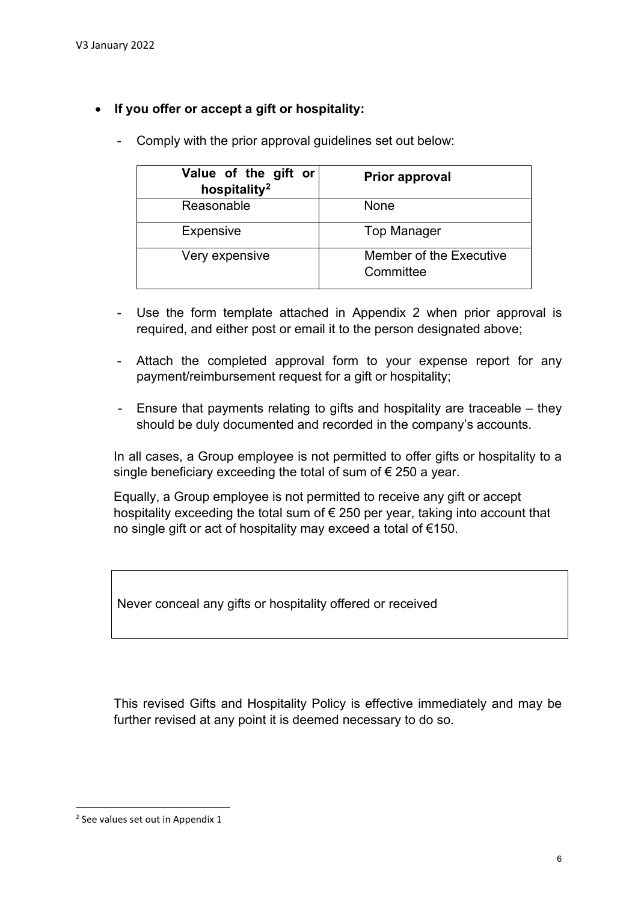- **If you offer or accept a gift or hospitality:**

  - Comply with the prior approval guidelines set out below:

| Value of the gift or hospitality[2] | Prior approval |
| --- | --- |
| Reasonable | None |
| Expensive | Top Manager |
| Very expensive | Member of the Executive Committee |

  - Use the form template attached in Appendix 2 when prior approval is required, and either post or email it to the person designated above;

  - Attach the completed approval form to your expense report for any payment/reimbursement request for a gift or hospitality;

  - Ensure that payments relating to gifts and hospitality are traceable – they should be duly documented and recorded in the company's accounts.

In all cases, a Group employee is not permitted to offer gifts or hospitality to a single beneficiary exceeding the total of sum of € 250 a year.

Equally, a Group employee is not permitted to receive any gift or accept hospitality exceeding the total sum of € 250 per year, taking into account that no single gift or act of hospitality may exceed a total of €150.

> Never conceal any gifts or hospitality offered or received

This revised Gifts and Hospitality Policy is effective immediately and may be further revised at any point it is deemed necessary to do so.

[2] See values set out in Appendix 1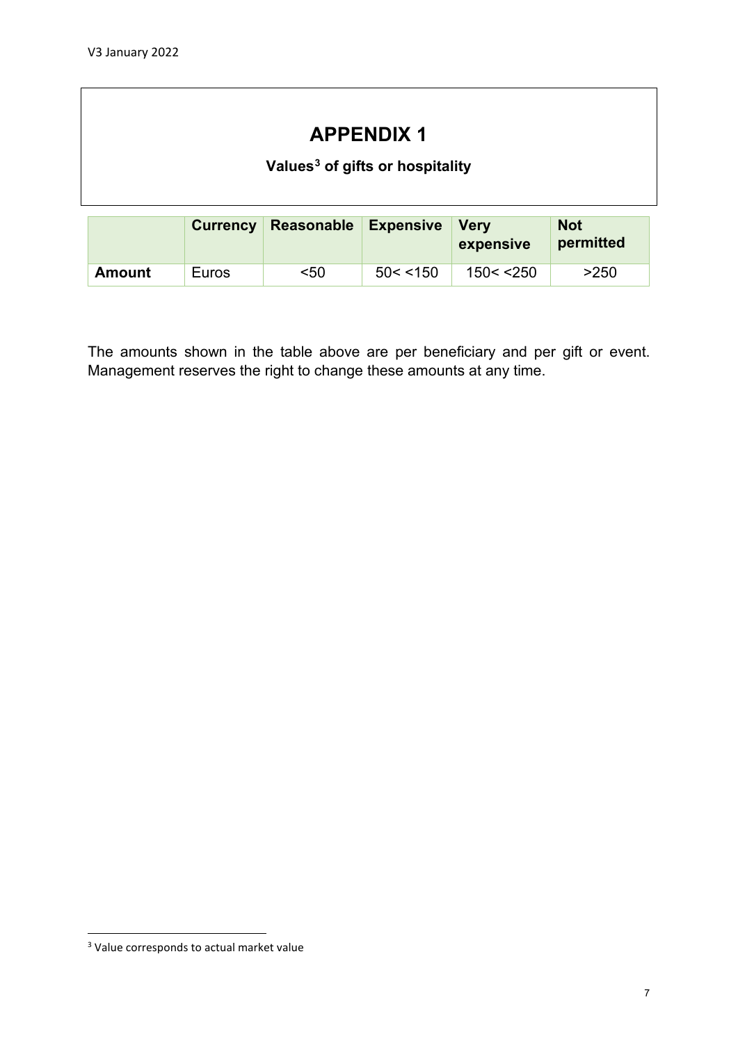# APPENDIX 1

## Values[3] of gifts or hospitality

| | Currency | Reasonable | Expensive | Very expensive | Not permitted |
|---|---|---|---|---|---|
| **Amount** | Euros | <50 | 50< <150 | 150< <250 | >250 |

The amounts shown in the table above are per beneficiary and per gift or event. Management reserves the right to change these amounts at any time.

[3] Value corresponds to actual market value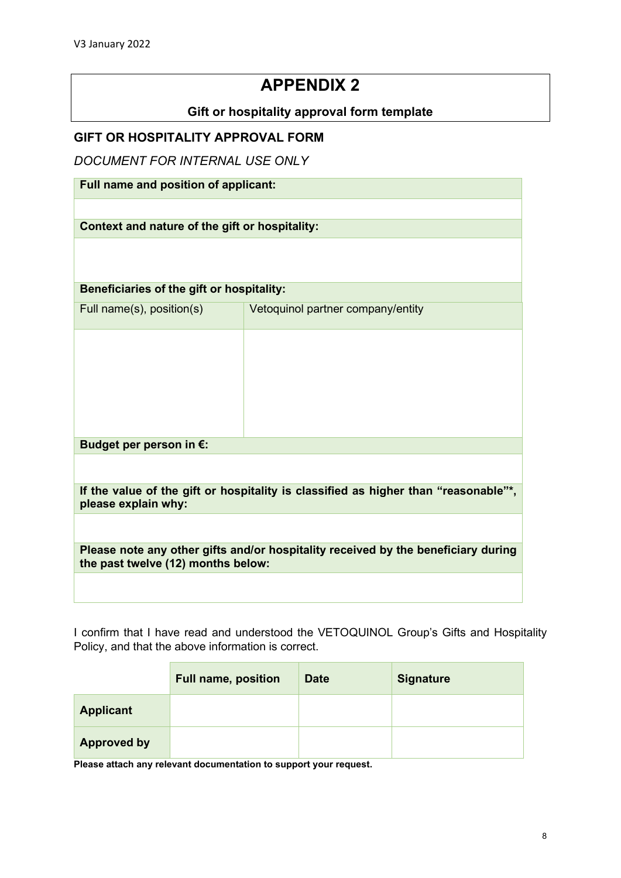V3 January 2022

# APPENDIX 2

**Gift or hospitality approval form template**

## GIFT OR HOSPITALITY APPROVAL FORM

*DOCUMENT FOR INTERNAL USE ONLY*

| **Full name and position of applicant:** | |
|---|---|
| | |
| **Context and nature of the gift or hospitality:** | |
| | |
| **Beneficiaries of the gift or hospitality:** | |
| Full name(s), position(s) | Vetoquinol partner company/entity |
| | |
| **Budget per person in €:** | |
| | |
| **If the value of the gift or hospitality is classified as higher than "reasonable"*, please explain why:** | |
| | |
| **Please note any other gifts and/or hospitality received by the beneficiary during the past twelve (12) months below:** | |
| | |

I confirm that I have read and understood the VETOQUINOL Group's Gifts and Hospitality Policy, and that the above information is correct.

| | **Full name, position** | **Date** | **Signature** |
|---|---|---|---|
| **Applicant** | | | |
| **Approved by** | | | |

**Please attach any relevant documentation to support your request.**